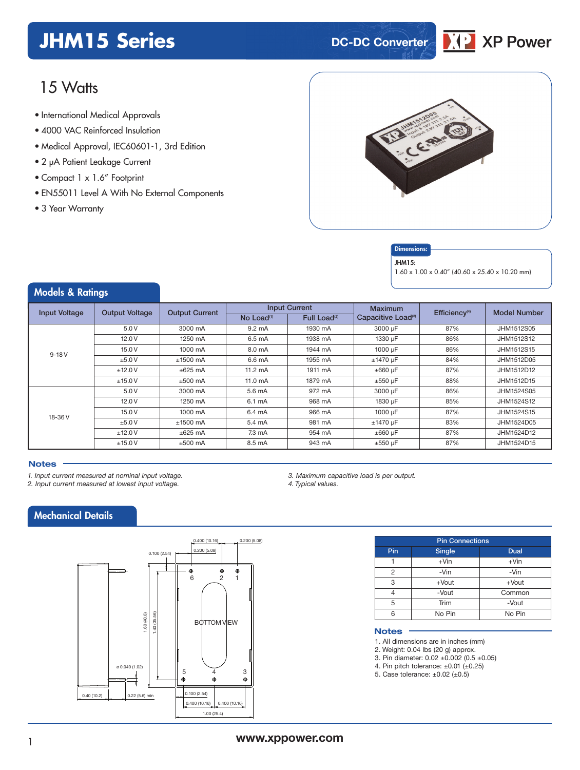# JHM15 Series

DC-DC Converter

XP Power

## 15 Watts

- International Medical Approvals
- 4000 VAC Reinforced Insulation
- Medical Approval, IEC60601-1, 3rd Edition
- 2 μA Patient Leakage Current
- Compact 1 x 1.6" Footprint
- EN55011 Level A With No External Components
- 3 Year Warranty

**Dimensions:**

**JHM15:**

1.60 x 1.00 x 0.40" (40.60 x 25.40 x 10.20 mm)

## Models & Ratings

| Input Voltage | Output Voltage | Output Current | Input Current | | Maximum Capacitive Load[3] | Efficiency[4] | Model Number |
|---|---|---|---|---|---|---|---|
| | | | No Load[1] | Full Load[2] | | | |
| 9-18 V | 5.0 V | 3000 mA | 9.2 mA | 1930 mA | 3000 μF | 87% | JHM1512S05 |
| | 12.0 V | 1250 mA | 6.5 mA | 1938 mA | 1330 μF | 86% | JHM1512S12 |
| | 15.0 V | 1000 mA | 8.0 mA | 1944 mA | 1000 μF | 86% | JHM1512S15 |
| | ±5.0 V | ±1500 mA | 6.6 mA | 1955 mA | ±1470 μF | 84% | JHM1512D05 |
| | ±12.0 V | ±625 mA | 11.2 mA | 1911 mA | ±660 μF | 87% | JHM1512D12 |
| | ±15.0 V | ±500 mA | 11.0 mA | 1879 mA | ±550 μF | 88% | JHM1512D15 |
| 18-36 V | 5.0 V | 3000 mA | 5.6 mA | 972 mA | 3000 μF | 86% | JHM1524S05 |
| | 12.0 V | 1250 mA | 6.1 mA | 968 mA | 1830 μF | 85% | JHM1524S12 |
| | 15.0 V | 1000 mA | 6.4 mA | 966 mA | 1000 μF | 87% | JHM1524S15 |
| | ±5.0 V | ±1500 mA | 5.4 mA | 981 mA | ±1470 μF | 83% | JHM1524D05 |
| | ±12.0 V | ±625 mA | 7.3 mA | 954 mA | ±660 μF | 87% | JHM1524D12 |
| | ±15.0 V | ±500 mA | 8.5 mA | 943 mA | ±550 μF | 87% | JHM1524D15 |

### Notes

*1. Input current measured at nominal input voltage.*
*2. Input current measured at lowest input voltage.*
*3. Maximum capacitive load is per output.*
*4. Typical values.*

## Mechanical Details

0.400 (10.16) 0.200 (5.08) 0.200 (5.08) 0.100 (2.54)

6 2 1

BOTTOM VIEW

1.60 (40.6) 1.40 (35.56) ø 0.040 (1.02)

5 4 3

0.40 (10.2) 0.22 (5.6) min 0.100 (2.54) 0.400 (10.16) 0.400 (10.16) 1.00 (25.4)

| Pin Connections | | |
|---|---|---|
| Pin | Single | Dual |
| 1 | +Vin | +Vin |
| 2 | -Vin | -Vin |
| 3 | +Vout | +Vout |
| 4 | -Vout | Common |
| 5 | Trim | -Vout |
| 6 | No Pin | No Pin |

### Notes

1. All dimensions are in inches (mm)
2. Weight: 0.04 lbs (20 g) approx.
3. Pin diameter: 0.02 ±0.002 (0.5 ±0.05)
4. Pin pitch tolerance: ±0.01 (±0.25)
5. Case tolerance: ±0.02 (±0.5)

www.xppower.com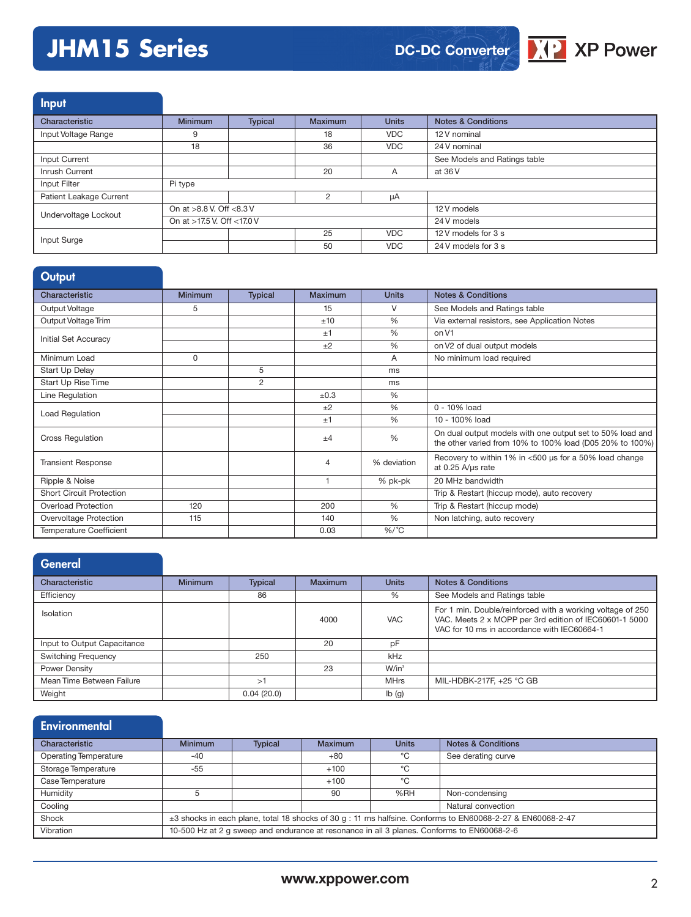## Input

| Characteristic | Minimum | Typical | Maximum | Units | Notes & Conditions |
|---|---|---|---|---|---|
| Input Voltage Range | 9 | | 18 | VDC | 12 V nominal |
| | 18 | | 36 | VDC | 24 V nominal |
| Input Current | | | | | See Models and Ratings table |
| Inrush Current | | | 20 | A | at 36 V |
| Input Filter | Pi type | | | | |
| Patient Leakage Current | | | 2 | µA | |
| Undervoltage Lockout | On at >8.8 V. Off <8.3 V | | | | 12 V models |
| | On at >17.5 V. Off <17.0 V | | | | 24 V models |
| Input Surge | | | 25 | VDC | 12 V models for 3 s |
| | | | 50 | VDC | 24 V models for 3 s |

## Output

| Characteristic | Minimum | Typical | Maximum | Units | Notes & Conditions |
|---|---|---|---|---|---|
| Output Voltage | 5 | | 15 | V | See Models and Ratings table |
| Output Voltage Trim | | | ±10 | % | Via external resistors, see Application Notes |
| Initial Set Accuracy | | | ±1 | % | on V1 |
| | | | ±2 | % | on V2 of dual output models |
| Minimum Load | 0 | | | A | No minimum load required |
| Start Up Delay | | 5 | | ms | |
| Start Up Rise Time | | 2 | | ms | |
| Line Regulation | | | ±0.3 | % | |
| Load Regulation | | | ±2 | % | 0 - 10% load |
| | | | ±1 | % | 10 - 100% load |
| Cross Regulation | | | ±4 | % | On dual output models with one output set to 50% load and the other varied from 10% to 100% load (D05 20% to 100%) |
| Transient Response | | | 4 | % deviation | Recovery to within 1% in <500 µs for a 50% load change at 0.25 A/µs rate |
| Ripple & Noise | | | 1 | % pk-pk | 20 MHz bandwidth |
| Short Circuit Protection | | | | | Trip & Restart (hiccup mode), auto recovery |
| Overload Protection | 120 | | 200 | % | Trip & Restart (hiccup mode) |
| Overvoltage Protection | 115 | | 140 | % | Non latching, auto recovery |
| Temperature Coefficient | | | 0.03 | %/°C | |

## General

| Characteristic | Minimum | Typical | Maximum | Units | Notes & Conditions |
|---|---|---|---|---|---|
| Efficiency | | 86 | | % | See Models and Ratings table |
| Isolation | | | 4000 | VAC | For 1 min. Double/reinforced with a working voltage of 250 VAC. Meets 2 x MOPP per 3rd edition of IEC60601-1 5000 VAC for 10 ms in accordance with IEC60664-1 |
| Input to Output Capacitance | | | 20 | pF | |
| Switching Frequency | | 250 | | kHz | |
| Power Density | | | 23 | W/in³ | |
| Mean Time Between Failure | | >1 | | MHrs | MIL-HDBK-217F, +25 °C GB |
| Weight | | 0.04 (20.0) | | lb (g) | |

## Environmental

| Characteristic | Minimum | Typical | Maximum | Units | Notes & Conditions |
|---|---|---|---|---|---|
| Operating Temperature | -40 | | +80 | °C | See derating curve |
| Storage Temperature | -55 | | +100 | °C | |
| Case Temperature | | | +100 | °C | |
| Humidity | 5 | | 90 | %RH | Non-condensing |
| Cooling | | | | | Natural convection |
| Shock | ±3 shocks in each plane, total 18 shocks of 30 g : 11 ms halfsine. Conforms to EN60068-2-27 & EN60068-2-47 | | | | |
| Vibration | 10-500 Hz at 2 g sweep and endurance at resonance in all 3 planes. Conforms to EN60068-2-6 | | | | |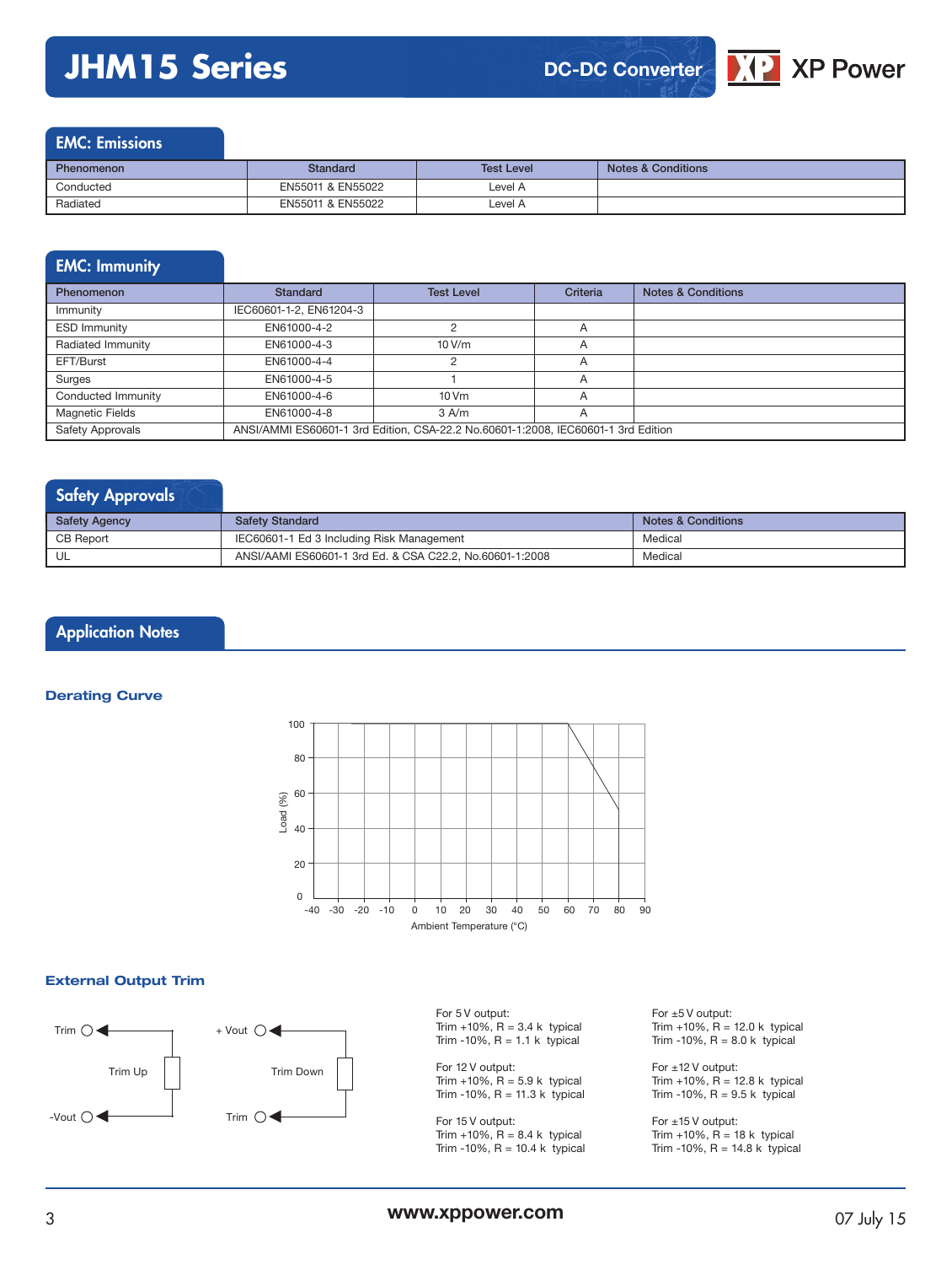## EMC: Emissions

| Phenomenon | Standard | Test Level | Notes & Conditions |
|---|---|---|---|
| Conducted | EN55011 & EN55022 | Level A | |
| Radiated | EN55011 & EN55022 | Level A | |

## EMC: Immunity

| Phenomenon | Standard | Test Level | Criteria | Notes & Conditions |
|---|---|---|---|---|
| Immunity | IEC60601-1-2, EN61204-3 | | | |
| ESD Immunity | EN61000-4-2 | 2 | A | |
| Radiated Immunity | EN61000-4-3 | 10 V/m | A | |
| EFT/Burst | EN61000-4-4 | 2 | A | |
| Surges | EN61000-4-5 | 1 | A | |
| Conducted Immunity | EN61000-4-6 | 10 Vm | A | |
| Magnetic Fields | EN61000-4-8 | 3 A/m | A | |
| Safety Approvals | ANSI/AMMI ES60601-1 3rd Edition, CSA-22.2 No.60601-1:2008, IEC60601-1 3rd Edition | | | |

## Safety Approvals

| Safety Agency | Safety Standard | Notes & Conditions |
|---|---|---|
| CB Report | IEC60601-1 Ed 3 Including Risk Management | Medical |
| UL | ANSI/AAMI ES60601-1 3rd Ed. & CSA C22.2, No.60601-1:2008 | Medical |

## Application Notes

### Derating Curve

Load (%)

100
80
60
40
20
0

-40 -30 -20 -10 0 10 20 30 40 50 60 70 80 90

Ambient Temperature (°C)

### External Output Trim

Trim
Trim Up
-Vout

+ Vout
Trim Down
Trim

For 5 V output:
Trim +10%, R = 3.4 k typical
Trim -10%, R = 1.1 k typical

For 12 V output:
Trim +10%, R = 5.9 k typical
Trim -10%, R = 11.3 k typical

For 15 V output:
Trim +10%, R = 8.4 k typical
Trim -10%, R = 10.4 k typical

For ±5 V output:
Trim +10%, R = 12.0 k typical
Trim -10%, R = 8.0 k typical

For ±12 V output:
Trim +10%, R = 12.8 k typical
Trim -10%, R = 9.5 k typical

For ±15 V output:
Trim +10%, R = 18 k typical
Trim -10%, R = 14.8 k typical